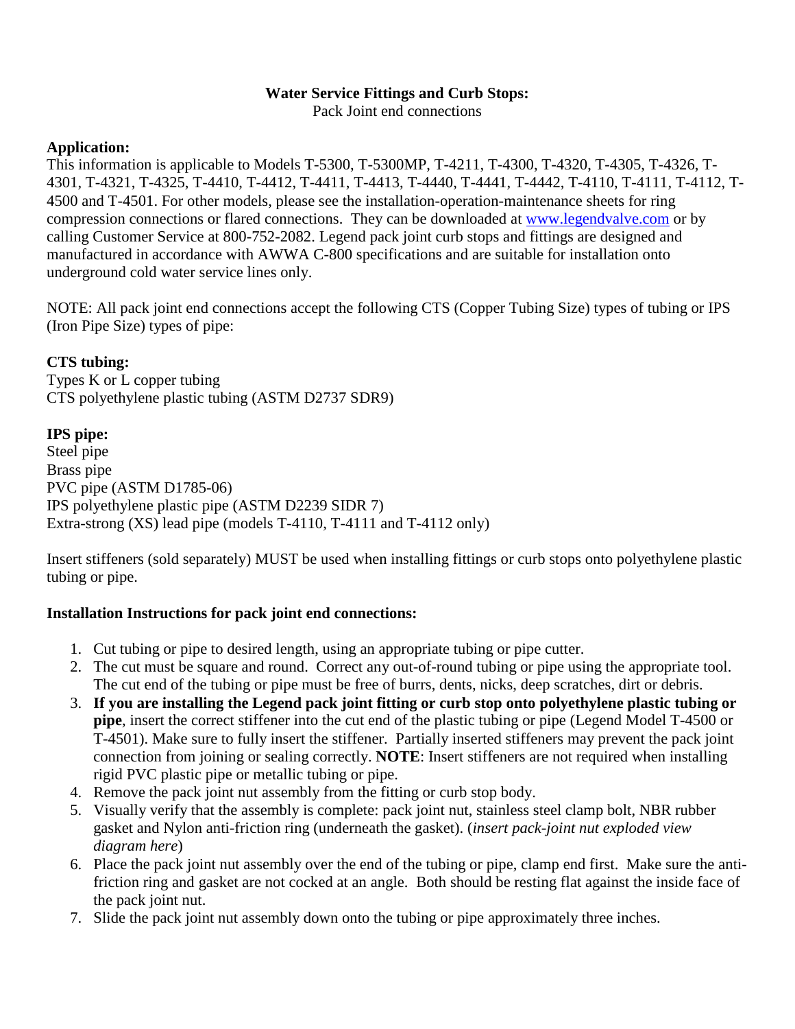# Water Service Fittings and Curb Stops:

Pack Joint end connections

## Application:

This information is applicable to Models T-5300, T-5300MP, T-4211, T-4300, T-4320, T-4305, T-4326, T-4301, T-4321, T-4325, T-4410, T-4412, T-4411, T-4413, T-4440, T-4441, T-4442, T-4110, T-4111, T-4112, T-4500 and T-4501. For other models, please see the installation-operation-maintenance sheets for ring compression connections or flared connections. They can be downloaded at [www.legendvalve.com](http://www.legendvalve.com) or by calling Customer Service at 800-752-2082. Legend pack joint curb stops and fittings are designed and manufactured in accordance with AWWA C-800 specifications and are suitable for installation onto underground cold water service lines only.

NOTE: All pack joint end connections accept the following CTS (Copper Tubing Size) types of tubing or IPS (Iron Pipe Size) types of pipe:

**CTS tubing:**
Types K or L copper tubing
CTS polyethylene plastic tubing (ASTM D2737 SDR9)

**IPS pipe:**
Steel pipe
Brass pipe
PVC pipe (ASTM D1785-06)
IPS polyethylene plastic pipe (ASTM D2239 SIDR 7)
Extra-strong (XS) lead pipe (models T-4110, T-4111 and T-4112 only)

Insert stiffeners (sold separately) MUST be used when installing fittings or curb stops onto polyethylene plastic tubing or pipe.

## Installation Instructions for pack joint end connections:

1. Cut tubing or pipe to desired length, using an appropriate tubing or pipe cutter.
2. The cut must be square and round. Correct any out-of-round tubing or pipe using the appropriate tool. The cut end of the tubing or pipe must be free of burrs, dents, nicks, deep scratches, dirt or debris.
3. **If you are installing the Legend pack joint fitting or curb stop onto polyethylene plastic tubing or pipe**, insert the correct stiffener into the cut end of the plastic tubing or pipe (Legend Model T-4500 or T-4501). Make sure to fully insert the stiffener. Partially inserted stiffeners may prevent the pack joint connection from joining or sealing correctly. **NOTE**: Insert stiffeners are not required when installing rigid PVC plastic pipe or metallic tubing or pipe.
4. Remove the pack joint nut assembly from the fitting or curb stop body.
5. Visually verify that the assembly is complete: pack joint nut, stainless steel clamp bolt, NBR rubber gasket and Nylon anti-friction ring (underneath the gasket). (*insert pack-joint nut exploded view diagram here*)
6. Place the pack joint nut assembly over the end of the tubing or pipe, clamp end first. Make sure the anti-friction ring and gasket are not cocked at an angle. Both should be resting flat against the inside face of the pack joint nut.
7. Slide the pack joint nut assembly down onto the tubing or pipe approximately three inches.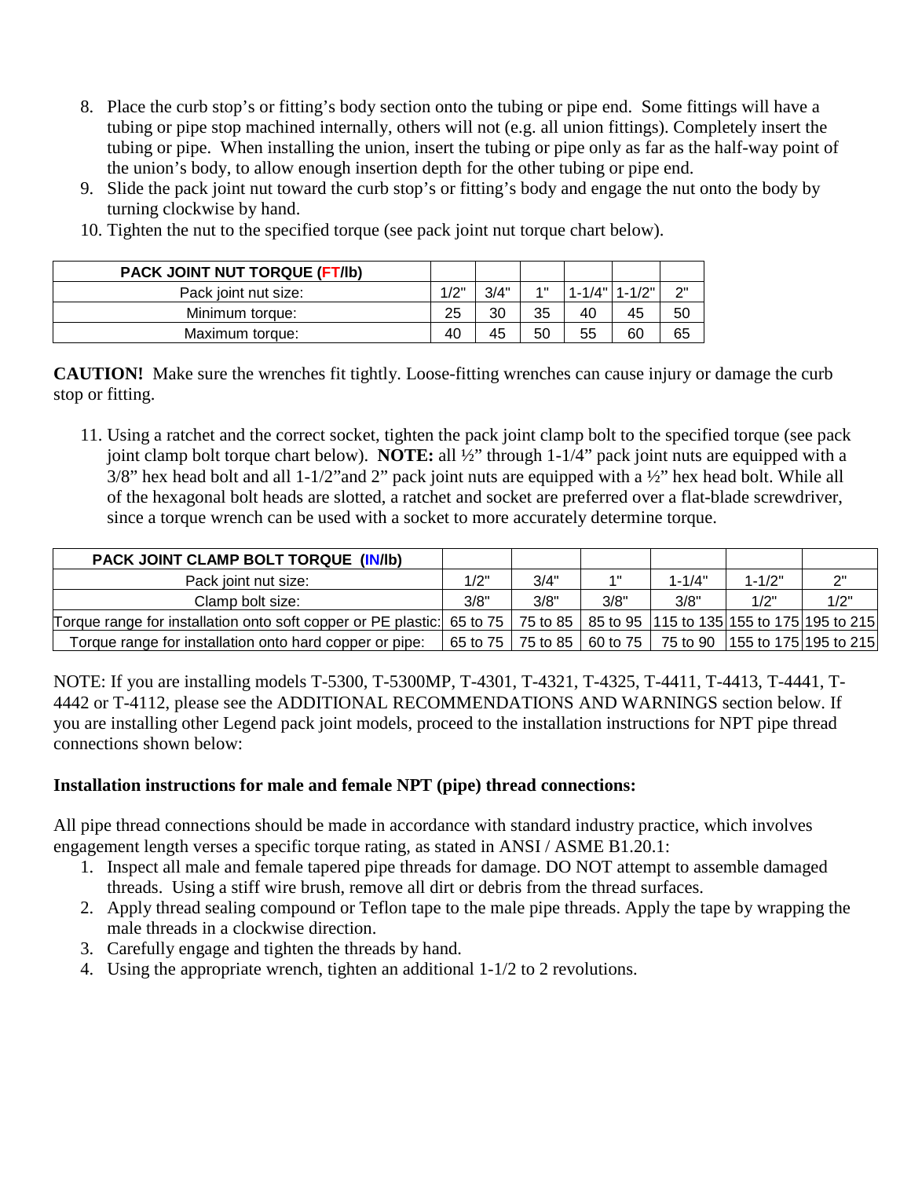8. Place the curb stop's or fitting's body section onto the tubing or pipe end. Some fittings will have a tubing or pipe stop machined internally, others will not (e.g. all union fittings). Completely insert the tubing or pipe. When installing the union, insert the tubing or pipe only as far as the half-way point of the union's body, to allow enough insertion depth for the other tubing or pipe end.
9. Slide the pack joint nut toward the curb stop's or fitting's body and engage the nut onto the body by turning clockwise by hand.
10. Tighten the nut to the specified torque (see pack joint nut torque chart below).

| **PACK JOINT NUT TORQUE (FT/lb)** | | | | | | |
|---|---|---|---|---|---|---|
| Pack joint nut size: | 1/2" | 3/4" | 1" | 1-1/4" | 1-1/2" | 2" |
| Minimum torque: | 25 | 30 | 35 | 40 | 45 | 50 |
| Maximum torque: | 40 | 45 | 50 | 55 | 60 | 65 |

**CAUTION!** Make sure the wrenches fit tightly. Loose-fitting wrenches can cause injury or damage the curb stop or fitting.

11. Using a ratchet and the correct socket, tighten the pack joint clamp bolt to the specified torque (see pack joint clamp bolt torque chart below). **NOTE:** all ½" through 1-1/4" pack joint nuts are equipped with a 3/8" hex head bolt and all 1-1/2"and 2" pack joint nuts are equipped with a ½" hex head bolt. While all of the hexagonal bolt heads are slotted, a ratchet and socket are preferred over a flat-blade screwdriver, since a torque wrench can be used with a socket to more accurately determine torque.

| **PACK JOINT CLAMP BOLT TORQUE (IN/lb)** | | | | | | |
|---|---|---|---|---|---|---|
| Pack joint nut size: | 1/2" | 3/4" | 1" | 1-1/4" | 1-1/2" | 2" |
| Clamp bolt size: | 3/8" | 3/8" | 3/8" | 3/8" | 1/2" | 1/2" |
| Torque range for installation onto soft copper or PE plastic: | 65 to 75 | 75 to 85 | 85 to 95 | 115 to 135 | 155 to 175 | 195 to 215 |
| Torque range for installation onto hard copper or pipe: | 65 to 75 | 75 to 85 | 60 to 75 | 75 to 90 | 155 to 175 | 195 to 215 |

NOTE: If you are installing models T-5300, T-5300MP, T-4301, T-4321, T-4325, T-4411, T-4413, T-4441, T-4442 or T-4112, please see the ADDITIONAL RECOMMENDATIONS AND WARNINGS section below. If you are installing other Legend pack joint models, proceed to the installation instructions for NPT pipe thread connections shown below:

**Installation instructions for male and female NPT (pipe) thread connections:**

All pipe thread connections should be made in accordance with standard industry practice, which involves engagement length verses a specific torque rating, as stated in ANSI / ASME B1.20.1:

1. Inspect all male and female tapered pipe threads for damage. DO NOT attempt to assemble damaged threads. Using a stiff wire brush, remove all dirt or debris from the thread surfaces.
2. Apply thread sealing compound or Teflon tape to the male pipe threads. Apply the tape by wrapping the male threads in a clockwise direction.
3. Carefully engage and tighten the threads by hand.
4. Using the appropriate wrench, tighten an additional 1-1/2 to 2 revolutions.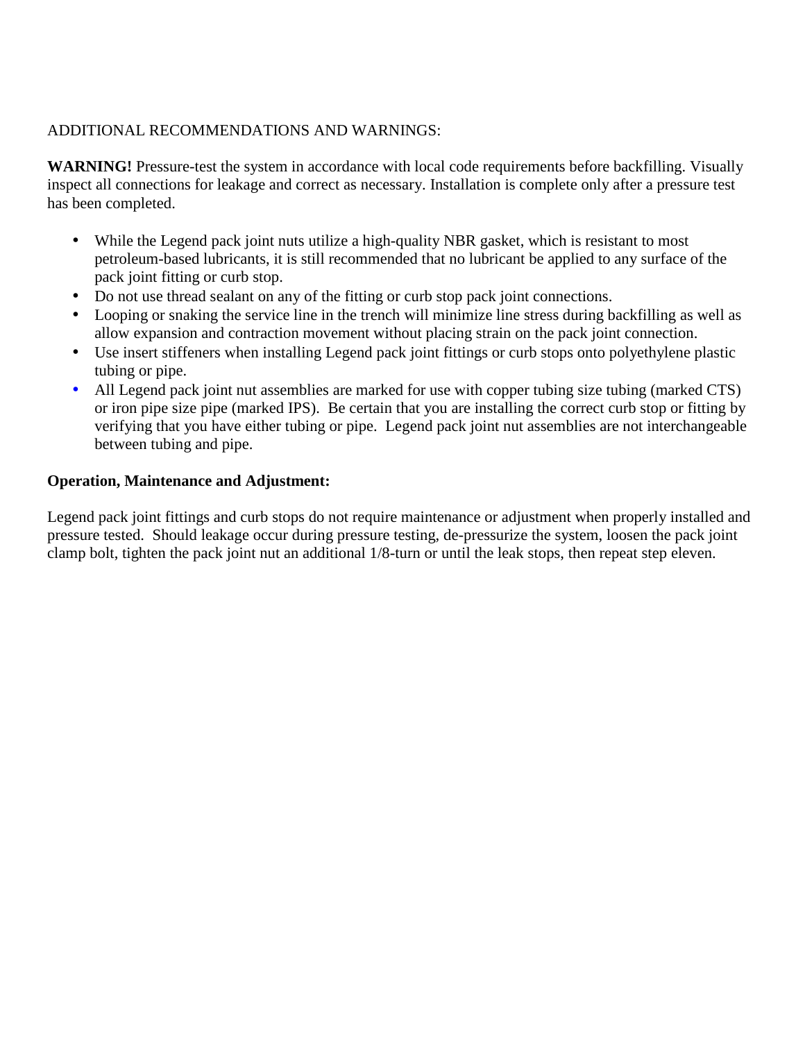ADDITIONAL RECOMMENDATIONS AND WARNINGS:

**WARNING!** Pressure-test the system in accordance with local code requirements before backfilling. Visually inspect all connections for leakage and correct as necessary. Installation is complete only after a pressure test has been completed.

- While the Legend pack joint nuts utilize a high-quality NBR gasket, which is resistant to most petroleum-based lubricants, it is still recommended that no lubricant be applied to any surface of the pack joint fitting or curb stop.
- Do not use thread sealant on any of the fitting or curb stop pack joint connections.
- Looping or snaking the service line in the trench will minimize line stress during backfilling as well as allow expansion and contraction movement without placing strain on the pack joint connection.
- Use insert stiffeners when installing Legend pack joint fittings or curb stops onto polyethylene plastic tubing or pipe.
- All Legend pack joint nut assemblies are marked for use with copper tubing size tubing (marked CTS) or iron pipe size pipe (marked IPS). Be certain that you are installing the correct curb stop or fitting by verifying that you have either tubing or pipe. Legend pack joint nut assemblies are not interchangeable between tubing and pipe.

**Operation, Maintenance and Adjustment:**

Legend pack joint fittings and curb stops do not require maintenance or adjustment when properly installed and pressure tested. Should leakage occur during pressure testing, de-pressurize the system, loosen the pack joint clamp bolt, tighten the pack joint nut an additional 1/8-turn or until the leak stops, then repeat step eleven.